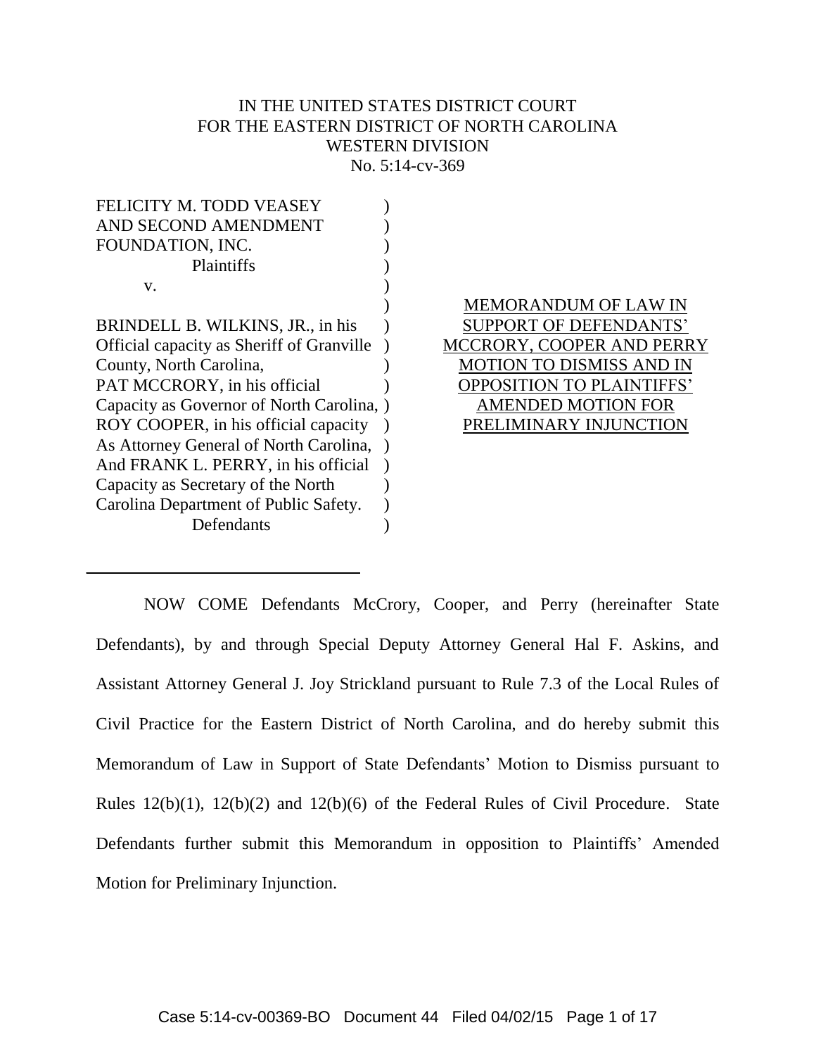IN THE UNITED STATES DISTRICT COURT
FOR THE EASTERN DISTRICT OF NORTH CAROLINA
WESTERN DIVISION
No. 5:14-cv-369

FELICITY M. TODD VEASEY AND SECOND AMENDMENT FOUNDATION, INC.
Plaintiffs

v.

BRINDELL B. WILKINS, JR., in his Official capacity as Sheriff of Granville County, North Carolina, PAT MCCRORY, in his official Capacity as Governor of North Carolina, ROY COOPER, in his official capacity As Attorney General of North Carolina, And FRANK L. PERRY, in his official Capacity as Secretary of the North Carolina Department of Public Safety.
Defendants

MEMORANDUM OF LAW IN SUPPORT OF DEFENDANTS' MCCRORY, COOPER AND PERRY MOTION TO DISMISS AND IN OPPOSITION TO PLAINTIFFS' AMENDED MOTION FOR PRELIMINARY INJUNCTION

---

NOW COME Defendants McCrory, Cooper, and Perry (hereinafter State Defendants), by and through Special Deputy Attorney General Hal F. Askins, and Assistant Attorney General J. Joy Strickland pursuant to Rule 7.3 of the Local Rules of Civil Practice for the Eastern District of North Carolina, and do hereby submit this Memorandum of Law in Support of State Defendants' Motion to Dismiss pursuant to Rules 12(b)(1), 12(b)(2) and 12(b)(6) of the Federal Rules of Civil Procedure. State Defendants further submit this Memorandum in opposition to Plaintiffs' Amended Motion for Preliminary Injunction.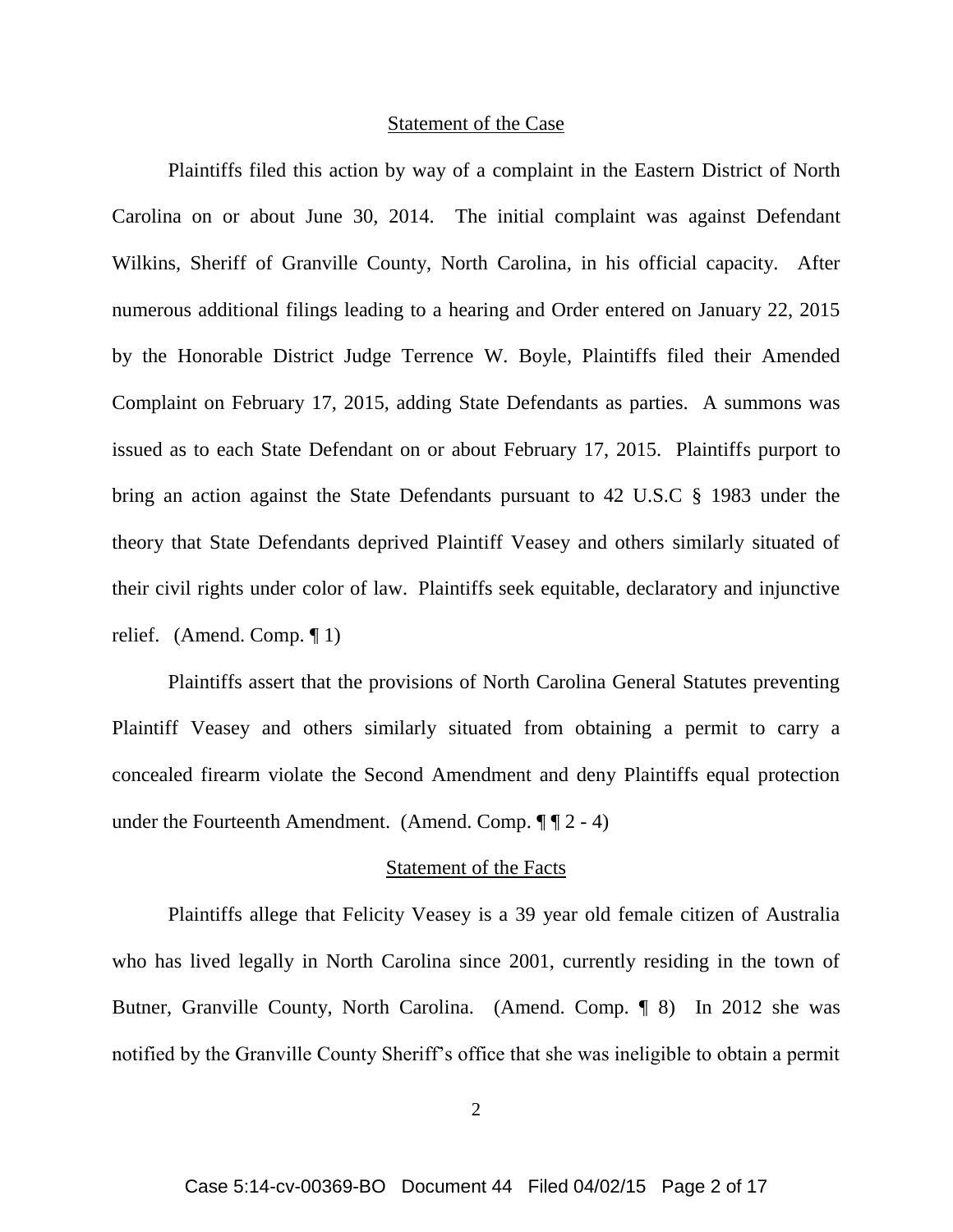## Statement of the Case

Plaintiffs filed this action by way of a complaint in the Eastern District of North Carolina on or about June 30, 2014. The initial complaint was against Defendant Wilkins, Sheriff of Granville County, North Carolina, in his official capacity. After numerous additional filings leading to a hearing and Order entered on January 22, 2015 by the Honorable District Judge Terrence W. Boyle, Plaintiffs filed their Amended Complaint on February 17, 2015, adding State Defendants as parties. A summons was issued as to each State Defendant on or about February 17, 2015. Plaintiffs purport to bring an action against the State Defendants pursuant to 42 U.S.C § 1983 under the theory that State Defendants deprived Plaintiff Veasey and others similarly situated of their civil rights under color of law. Plaintiffs seek equitable, declaratory and injunctive relief. (Amend. Comp. ¶ 1)

Plaintiffs assert that the provisions of North Carolina General Statutes preventing Plaintiff Veasey and others similarly situated from obtaining a permit to carry a concealed firearm violate the Second Amendment and deny Plaintiffs equal protection under the Fourteenth Amendment. (Amend. Comp. ¶ ¶ 2 - 4)

## Statement of the Facts

Plaintiffs allege that Felicity Veasey is a 39 year old female citizen of Australia who has lived legally in North Carolina since 2001, currently residing in the town of Butner, Granville County, North Carolina. (Amend. Comp. ¶ 8) In 2012 she was notified by the Granville County Sheriff's office that she was ineligible to obtain a permit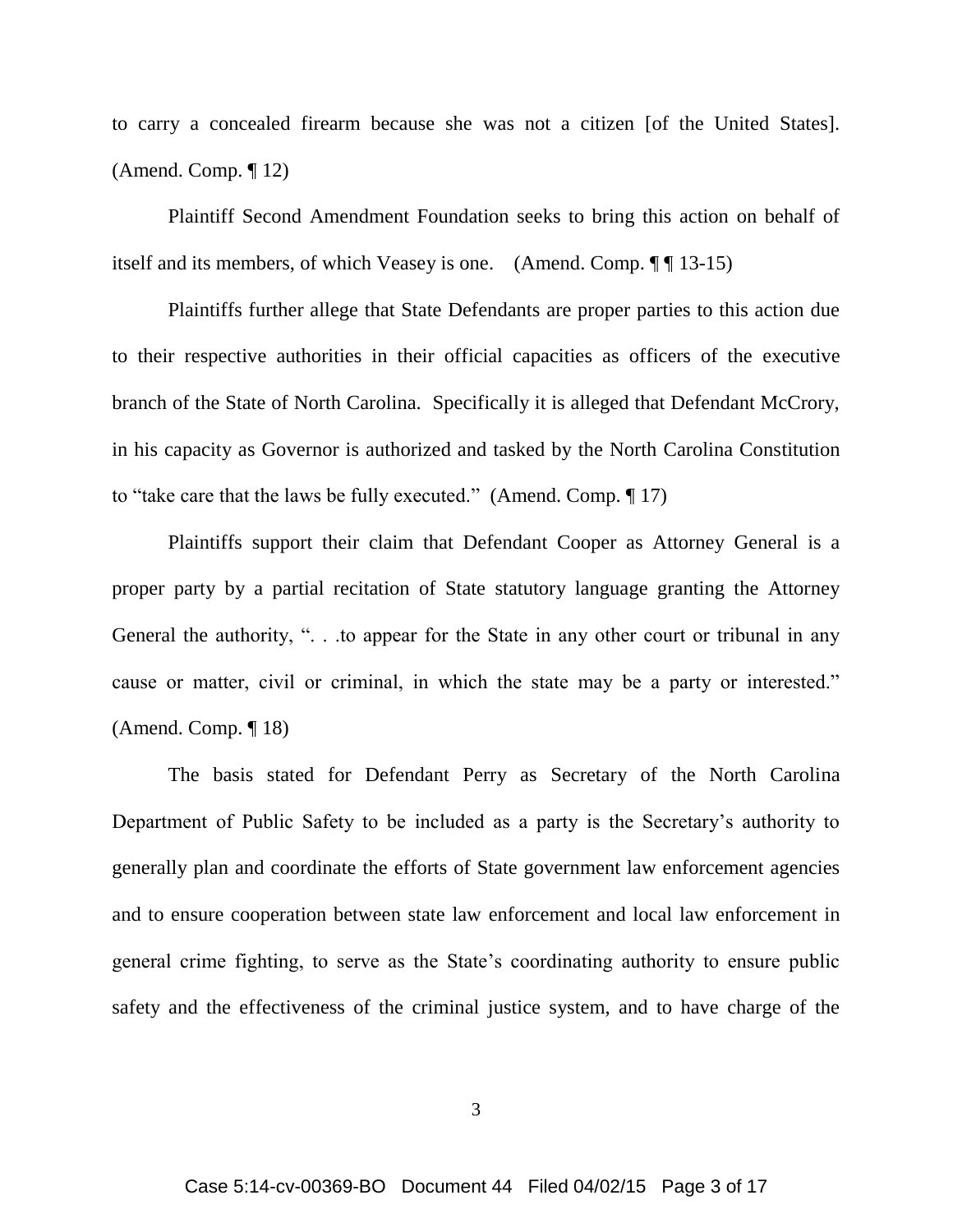to carry a concealed firearm because she was not a citizen [of the United States]. (Amend. Comp. ¶ 12)

Plaintiff Second Amendment Foundation seeks to bring this action on behalf of itself and its members, of which Veasey is one. (Amend. Comp. ¶ ¶ 13-15)

Plaintiffs further allege that State Defendants are proper parties to this action due to their respective authorities in their official capacities as officers of the executive branch of the State of North Carolina. Specifically it is alleged that Defendant McCrory, in his capacity as Governor is authorized and tasked by the North Carolina Constitution to "take care that the laws be fully executed." (Amend. Comp. ¶ 17)

Plaintiffs support their claim that Defendant Cooper as Attorney General is a proper party by a partial recitation of State statutory language granting the Attorney General the authority, ". . .to appear for the State in any other court or tribunal in any cause or matter, civil or criminal, in which the state may be a party or interested." (Amend. Comp. ¶ 18)

The basis stated for Defendant Perry as Secretary of the North Carolina Department of Public Safety to be included as a party is the Secretary's authority to generally plan and coordinate the efforts of State government law enforcement agencies and to ensure cooperation between state law enforcement and local law enforcement in general crime fighting, to serve as the State's coordinating authority to ensure public safety and the effectiveness of the criminal justice system, and to have charge of the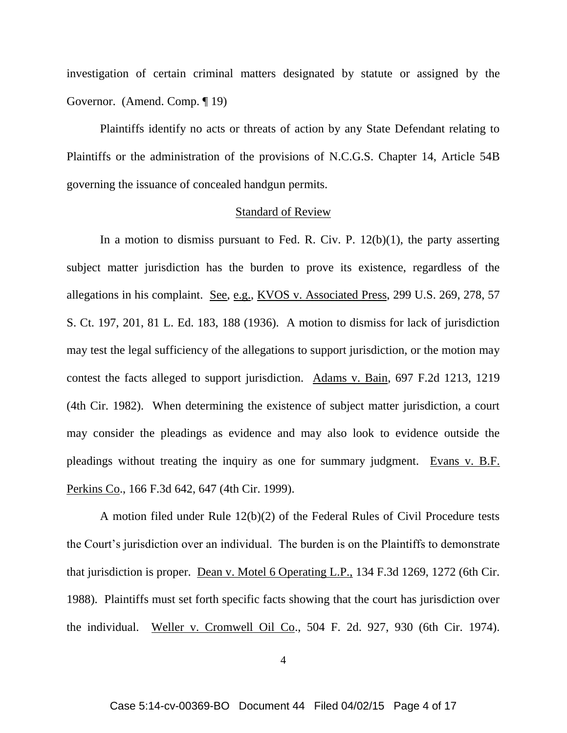investigation of certain criminal matters designated by statute or assigned by the Governor. (Amend. Comp. ¶ 19)

Plaintiffs identify no acts or threats of action by any State Defendant relating to Plaintiffs or the administration of the provisions of N.C.G.S. Chapter 14, Article 54B governing the issuance of concealed handgun permits.

## Standard of Review

In a motion to dismiss pursuant to Fed. R. Civ. P. 12(b)(1), the party asserting subject matter jurisdiction has the burden to prove its existence, regardless of the allegations in his complaint. See, e.g., KVOS v. Associated Press, 299 U.S. 269, 278, 57 S. Ct. 197, 201, 81 L. Ed. 183, 188 (1936). A motion to dismiss for lack of jurisdiction may test the legal sufficiency of the allegations to support jurisdiction, or the motion may contest the facts alleged to support jurisdiction. Adams v. Bain, 697 F.2d 1213, 1219 (4th Cir. 1982). When determining the existence of subject matter jurisdiction, a court may consider the pleadings as evidence and may also look to evidence outside the pleadings without treating the inquiry as one for summary judgment. Evans v. B.F. Perkins Co., 166 F.3d 642, 647 (4th Cir. 1999).

A motion filed under Rule 12(b)(2) of the Federal Rules of Civil Procedure tests the Court's jurisdiction over an individual. The burden is on the Plaintiffs to demonstrate that jurisdiction is proper. Dean v. Motel 6 Operating L.P., 134 F.3d 1269, 1272 (6th Cir. 1988). Plaintiffs must set forth specific facts showing that the court has jurisdiction over the individual. Weller v. Cromwell Oil Co., 504 F. 2d. 927, 930 (6th Cir. 1974).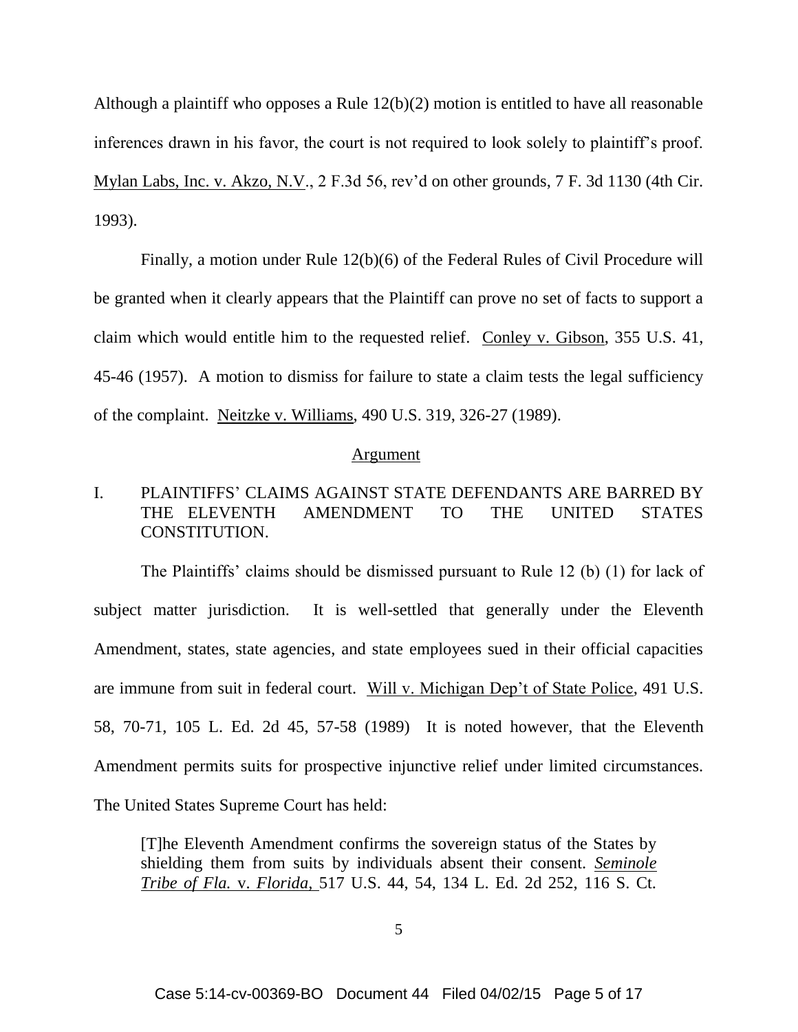Although a plaintiff who opposes a Rule 12(b)(2) motion is entitled to have all reasonable inferences drawn in his favor, the court is not required to look solely to plaintiff's proof. Mylan Labs, Inc. v. Akzo, N.V., 2 F.3d 56, rev'd on other grounds, 7 F. 3d 1130 (4th Cir. 1993).

Finally, a motion under Rule 12(b)(6) of the Federal Rules of Civil Procedure will be granted when it clearly appears that the Plaintiff can prove no set of facts to support a claim which would entitle him to the requested relief. Conley v. Gibson, 355 U.S. 41, 45-46 (1957). A motion to dismiss for failure to state a claim tests the legal sufficiency of the complaint. Neitzke v. Williams, 490 U.S. 319, 326-27 (1989).

## Argument

### I. PLAINTIFFS' CLAIMS AGAINST STATE DEFENDANTS ARE BARRED BY THE ELEVENTH AMENDMENT TO THE UNITED STATES CONSTITUTION.

The Plaintiffs' claims should be dismissed pursuant to Rule 12 (b) (1) for lack of subject matter jurisdiction. It is well-settled that generally under the Eleventh Amendment, states, state agencies, and state employees sued in their official capacities are immune from suit in federal court. Will v. Michigan Dep't of State Police, 491 U.S. 58, 70-71, 105 L. Ed. 2d 45, 57-58 (1989) It is noted however, that the Eleventh Amendment permits suits for prospective injunctive relief under limited circumstances. The United States Supreme Court has held:

> [T]he Eleventh Amendment confirms the sovereign status of the States by shielding them from suits by individuals absent their consent. ***Seminole Tribe of Fla.* v. *Florida*,** 517 U.S. 44, 54, 134 L. Ed. 2d 252, 116 S. Ct.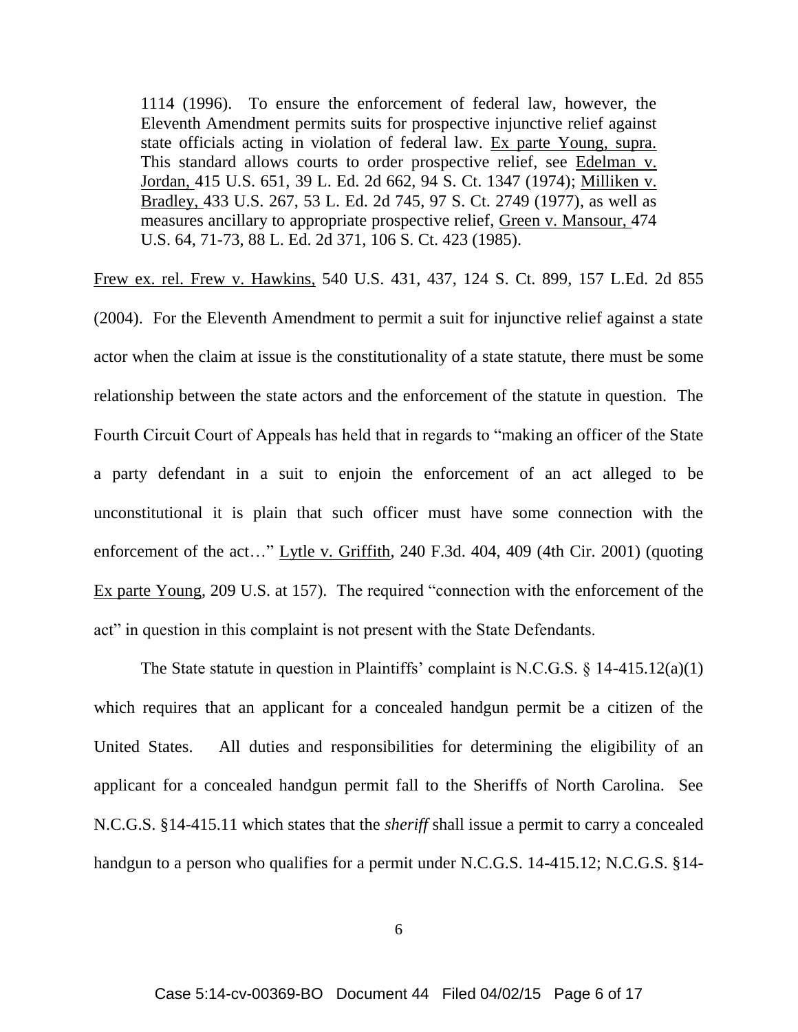> 1114 (1996). To ensure the enforcement of federal law, however, the Eleventh Amendment permits suits for prospective injunctive relief against state officials acting in violation of federal law. Ex parte Young, supra. This standard allows courts to order prospective relief, see Edelman v. Jordan, 415 U.S. 651, 39 L. Ed. 2d 662, 94 S. Ct. 1347 (1974); Milliken v. Bradley, 433 U.S. 267, 53 L. Ed. 2d 745, 97 S. Ct. 2749 (1977), as well as measures ancillary to appropriate prospective relief, Green v. Mansour, 474 U.S. 64, 71-73, 88 L. Ed. 2d 371, 106 S. Ct. 423 (1985).

Frew ex. rel. Frew v. Hawkins, 540 U.S. 431, 437, 124 S. Ct. 899, 157 L.Ed. 2d 855 (2004). For the Eleventh Amendment to permit a suit for injunctive relief against a state actor when the claim at issue is the constitutionality of a state statute, there must be some relationship between the state actors and the enforcement of the statute in question. The Fourth Circuit Court of Appeals has held that in regards to "making an officer of the State a party defendant in a suit to enjoin the enforcement of an act alleged to be unconstitutional it is plain that such officer must have some connection with the enforcement of the act…" Lytle v. Griffith, 240 F.3d. 404, 409 (4th Cir. 2001) (quoting Ex parte Young, 209 U.S. at 157). The required "connection with the enforcement of the act" in question in this complaint is not present with the State Defendants.

The State statute in question in Plaintiffs' complaint is N.C.G.S. § 14-415.12(a)(1) which requires that an applicant for a concealed handgun permit be a citizen of the United States. All duties and responsibilities for determining the eligibility of an applicant for a concealed handgun permit fall to the Sheriffs of North Carolina. See N.C.G.S. §14-415.11 which states that the *sheriff* shall issue a permit to carry a concealed handgun to a person who qualifies for a permit under N.C.G.S. 14-415.12; N.C.G.S. §14-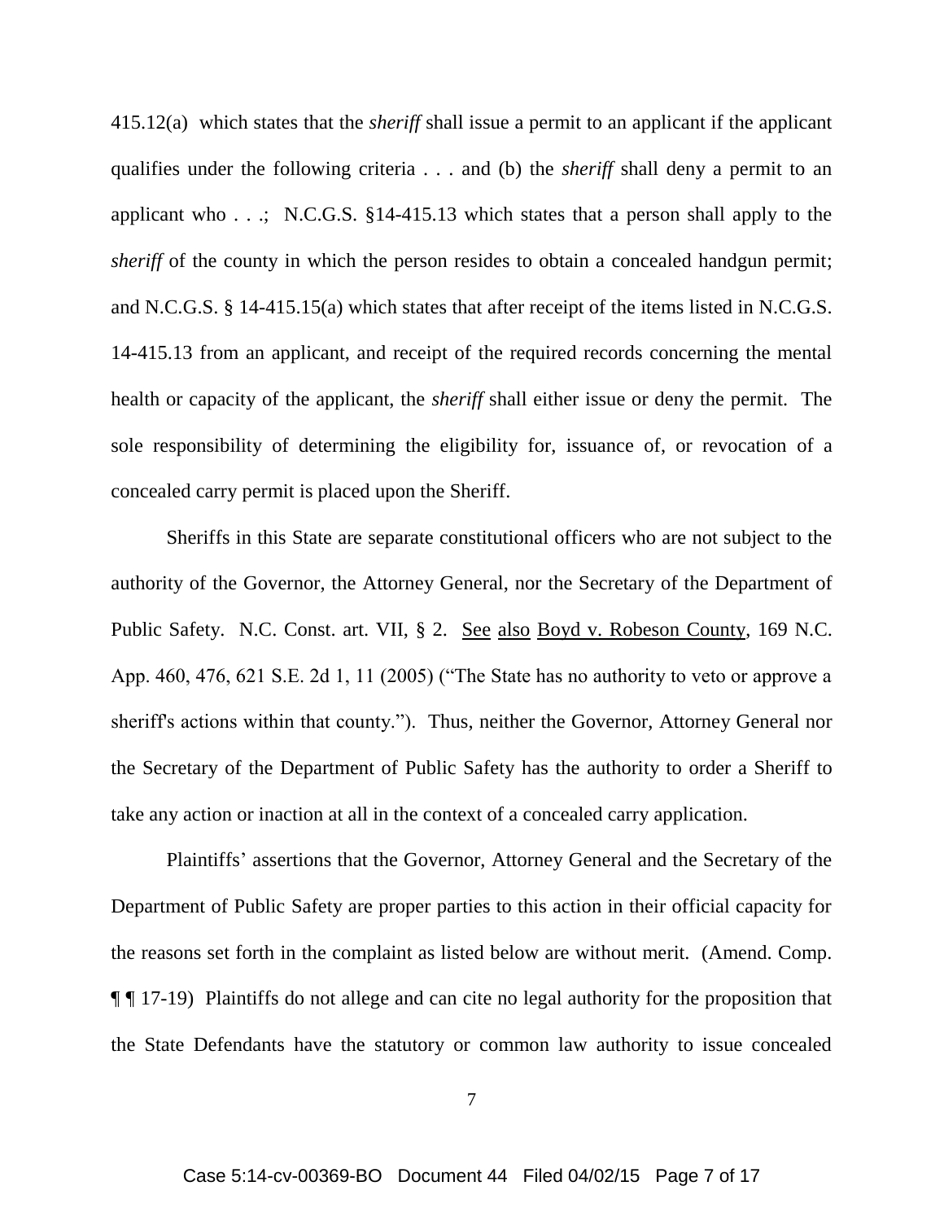415.12(a) which states that the *sheriff* shall issue a permit to an applicant if the applicant qualifies under the following criteria . . . and (b) the *sheriff* shall deny a permit to an applicant who . . .; N.C.G.S. §14-415.13 which states that a person shall apply to the *sheriff* of the county in which the person resides to obtain a concealed handgun permit; and N.C.G.S. § 14-415.15(a) which states that after receipt of the items listed in N.C.G.S. 14-415.13 from an applicant, and receipt of the required records concerning the mental health or capacity of the applicant, the *sheriff* shall either issue or deny the permit. The sole responsibility of determining the eligibility for, issuance of, or revocation of a concealed carry permit is placed upon the Sheriff.

Sheriffs in this State are separate constitutional officers who are not subject to the authority of the Governor, the Attorney General, nor the Secretary of the Department of Public Safety. N.C. Const. art. VII, § 2. See also Boyd v. Robeson County, 169 N.C. App. 460, 476, 621 S.E. 2d 1, 11 (2005) ("The State has no authority to veto or approve a sheriff's actions within that county."). Thus, neither the Governor, Attorney General nor the Secretary of the Department of Public Safety has the authority to order a Sheriff to take any action or inaction at all in the context of a concealed carry application.

Plaintiffs' assertions that the Governor, Attorney General and the Secretary of the Department of Public Safety are proper parties to this action in their official capacity for the reasons set forth in the complaint as listed below are without merit. (Amend. Comp. ¶ ¶ 17-19) Plaintiffs do not allege and can cite no legal authority for the proposition that the State Defendants have the statutory or common law authority to issue concealed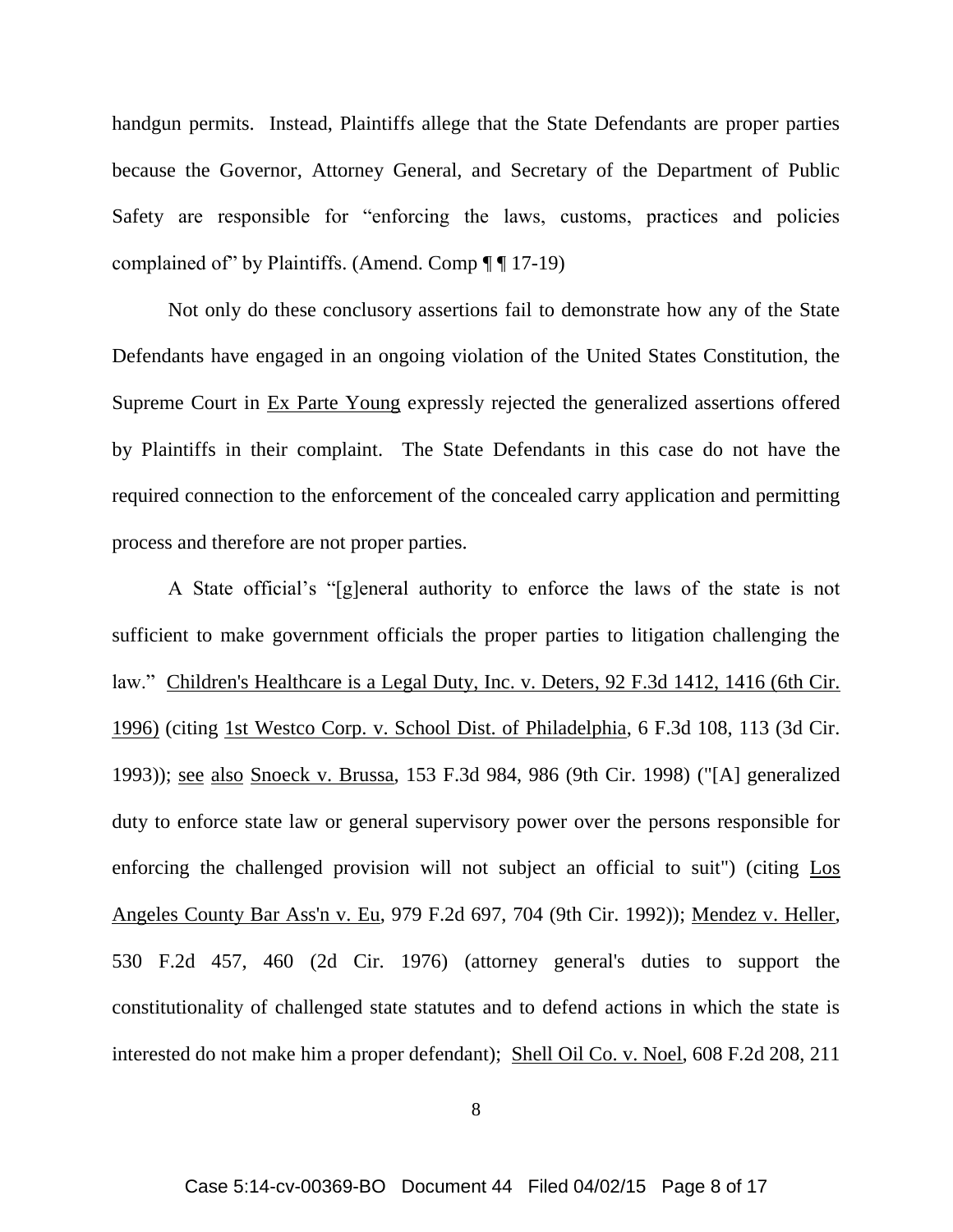handgun permits. Instead, Plaintiffs allege that the State Defendants are proper parties because the Governor, Attorney General, and Secretary of the Department of Public Safety are responsible for "enforcing the laws, customs, practices and policies complained of" by Plaintiffs. (Amend. Comp ¶ ¶ 17-19)

Not only do these conclusory assertions fail to demonstrate how any of the State Defendants have engaged in an ongoing violation of the United States Constitution, the Supreme Court in Ex Parte Young expressly rejected the generalized assertions offered by Plaintiffs in their complaint. The State Defendants in this case do not have the required connection to the enforcement of the concealed carry application and permitting process and therefore are not proper parties.

A State official's "[g]eneral authority to enforce the laws of the state is not sufficient to make government officials the proper parties to litigation challenging the law." Children's Healthcare is a Legal Duty, Inc. v. Deters, 92 F.3d 1412, 1416 (6th Cir. 1996) (citing 1st Westco Corp. v. School Dist. of Philadelphia, 6 F.3d 108, 113 (3d Cir. 1993)); see also Snoeck v. Brussa, 153 F.3d 984, 986 (9th Cir. 1998) ("[A] generalized duty to enforce state law or general supervisory power over the persons responsible for enforcing the challenged provision will not subject an official to suit") (citing Los Angeles County Bar Ass'n v. Eu, 979 F.2d 697, 704 (9th Cir. 1992)); Mendez v. Heller, 530 F.2d 457, 460 (2d Cir. 1976) (attorney general's duties to support the constitutionality of challenged state statutes and to defend actions in which the state is interested do not make him a proper defendant); Shell Oil Co. v. Noel, 608 F.2d 208, 211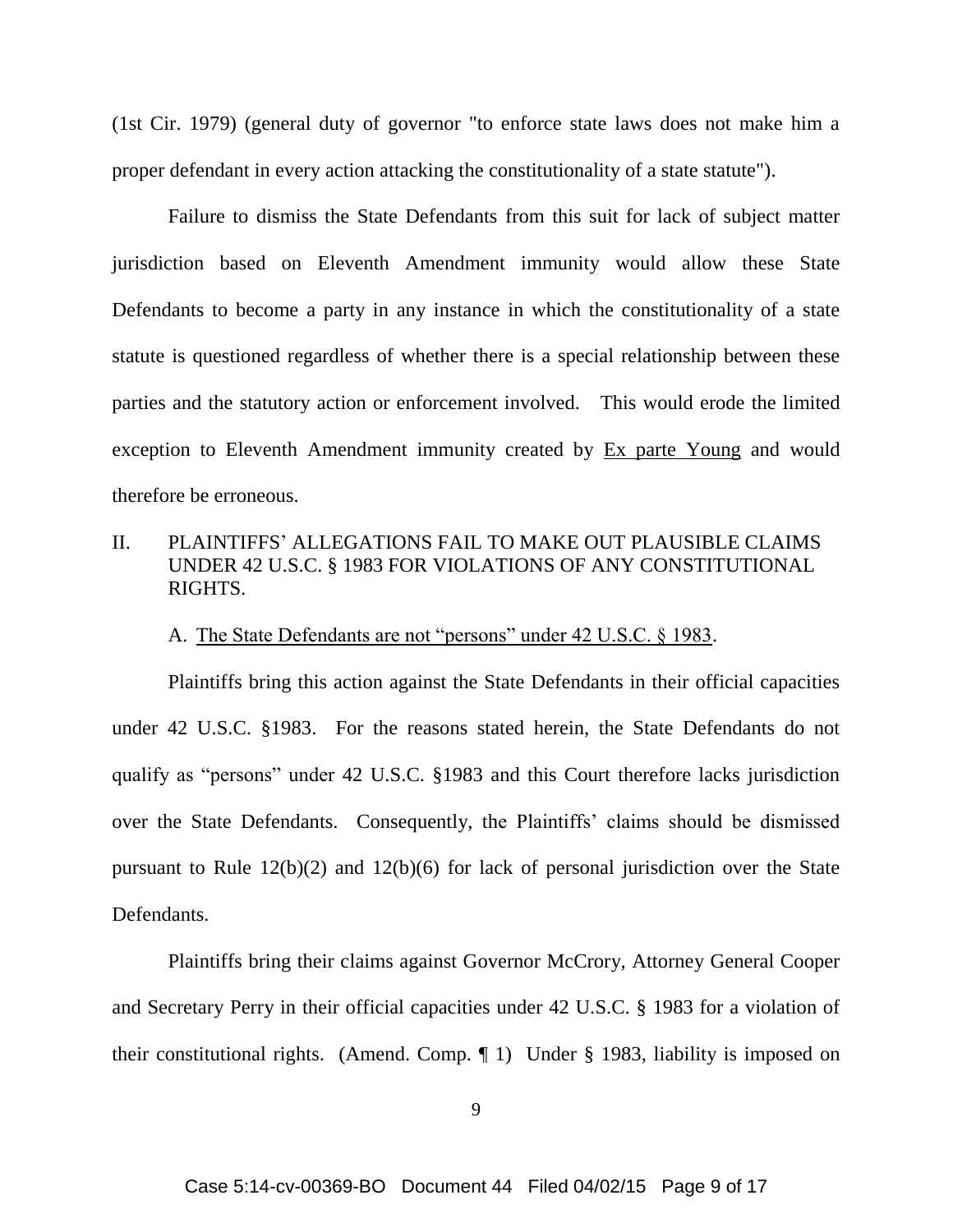(1st Cir. 1979) (general duty of governor "to enforce state laws does not make him a proper defendant in every action attacking the constitutionality of a state statute").

Failure to dismiss the State Defendants from this suit for lack of subject matter jurisdiction based on Eleventh Amendment immunity would allow these State Defendants to become a party in any instance in which the constitutionality of a state statute is questioned regardless of whether there is a special relationship between these parties and the statutory action or enforcement involved. This would erode the limited exception to Eleventh Amendment immunity created by Ex parte Young and would therefore be erroneous.

## II. PLAINTIFFS' ALLEGATIONS FAIL TO MAKE OUT PLAUSIBLE CLAIMS UNDER 42 U.S.C. § 1983 FOR VIOLATIONS OF ANY CONSTITUTIONAL RIGHTS.

### A. The State Defendants are not "persons" under 42 U.S.C. § 1983.

Plaintiffs bring this action against the State Defendants in their official capacities under 42 U.S.C. §1983. For the reasons stated herein, the State Defendants do not qualify as "persons" under 42 U.S.C. §1983 and this Court therefore lacks jurisdiction over the State Defendants. Consequently, the Plaintiffs' claims should be dismissed pursuant to Rule 12(b)(2) and 12(b)(6) for lack of personal jurisdiction over the State Defendants.

Plaintiffs bring their claims against Governor McCrory, Attorney General Cooper and Secretary Perry in their official capacities under 42 U.S.C. § 1983 for a violation of their constitutional rights. (Amend. Comp. ¶ 1) Under § 1983, liability is imposed on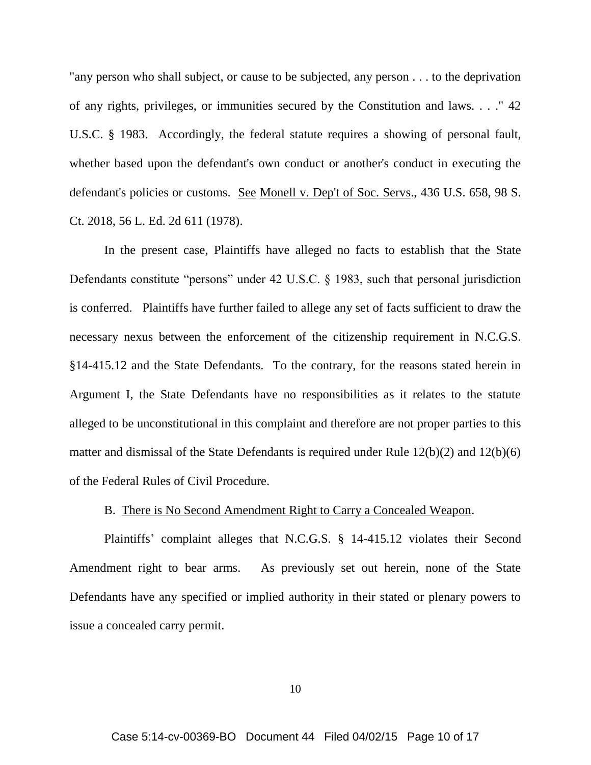"any person who shall subject, or cause to be subjected, any person . . . to the deprivation of any rights, privileges, or immunities secured by the Constitution and laws. . . ." 42 U.S.C. § 1983. Accordingly, the federal statute requires a showing of personal fault, whether based upon the defendant's own conduct or another's conduct in executing the defendant's policies or customs. See Monell v. Dep't of Soc. Servs., 436 U.S. 658, 98 S. Ct. 2018, 56 L. Ed. 2d 611 (1978).

In the present case, Plaintiffs have alleged no facts to establish that the State Defendants constitute "persons" under 42 U.S.C. § 1983, such that personal jurisdiction is conferred. Plaintiffs have further failed to allege any set of facts sufficient to draw the necessary nexus between the enforcement of the citizenship requirement in N.C.G.S. §14-415.12 and the State Defendants. To the contrary, for the reasons stated herein in Argument I, the State Defendants have no responsibilities as it relates to the statute alleged to be unconstitutional in this complaint and therefore are not proper parties to this matter and dismissal of the State Defendants is required under Rule 12(b)(2) and 12(b)(6) of the Federal Rules of Civil Procedure.

B. There is No Second Amendment Right to Carry a Concealed Weapon.

Plaintiffs' complaint alleges that N.C.G.S. § 14-415.12 violates their Second Amendment right to bear arms. As previously set out herein, none of the State Defendants have any specified or implied authority in their stated or plenary powers to issue a concealed carry permit.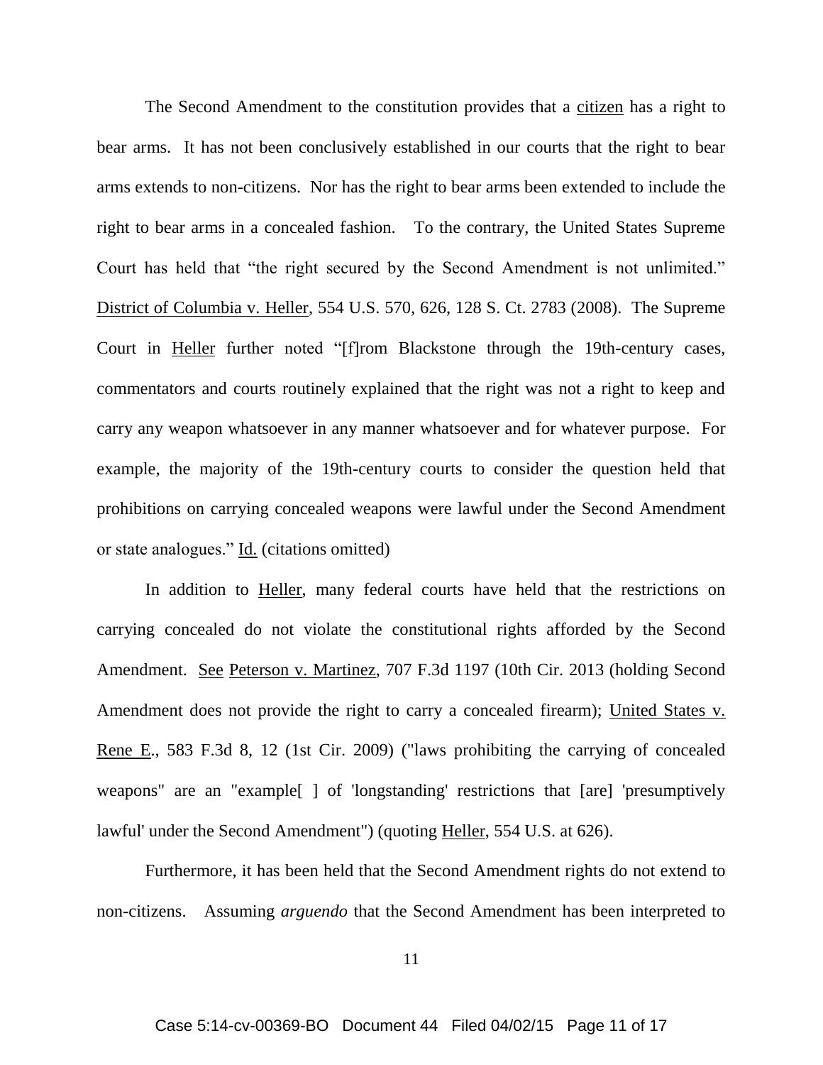The Second Amendment to the constitution provides that a <u>citizen</u> has a right to bear arms. It has not been conclusively established in our courts that the right to bear arms extends to non-citizens. Nor has the right to bear arms been extended to include the right to bear arms in a concealed fashion. To the contrary, the United States Supreme Court has held that "the right secured by the Second Amendment is not unlimited." <u>District of Columbia v. Heller</u>, 554 U.S. 570, 626, 128 S. Ct. 2783 (2008). The Supreme Court in <u>Heller</u> further noted "[f]rom Blackstone through the 19th-century cases, commentators and courts routinely explained that the right was not a right to keep and carry any weapon whatsoever in any manner whatsoever and for whatever purpose. For example, the majority of the 19th-century courts to consider the question held that prohibitions on carrying concealed weapons were lawful under the Second Amendment or state analogues." <u>Id.</u> (citations omitted)

In addition to <u>Heller</u>, many federal courts have held that the restrictions on carrying concealed do not violate the constitutional rights afforded by the Second Amendment. <u>See</u> <u>Peterson v. Martinez</u>, 707 F.3d 1197 (10th Cir. 2013 (holding Second Amendment does not provide the right to carry a concealed firearm); <u>United States v. Rene E.</u>, 583 F.3d 8, 12 (1st Cir. 2009) ("laws prohibiting the carrying of concealed weapons" are an "example[ ] of 'longstanding' restrictions that [are] 'presumptively lawful' under the Second Amendment") (quoting <u>Heller</u>, 554 U.S. at 626).

Furthermore, it has been held that the Second Amendment rights do not extend to non-citizens. Assuming *arguendo* that the Second Amendment has been interpreted to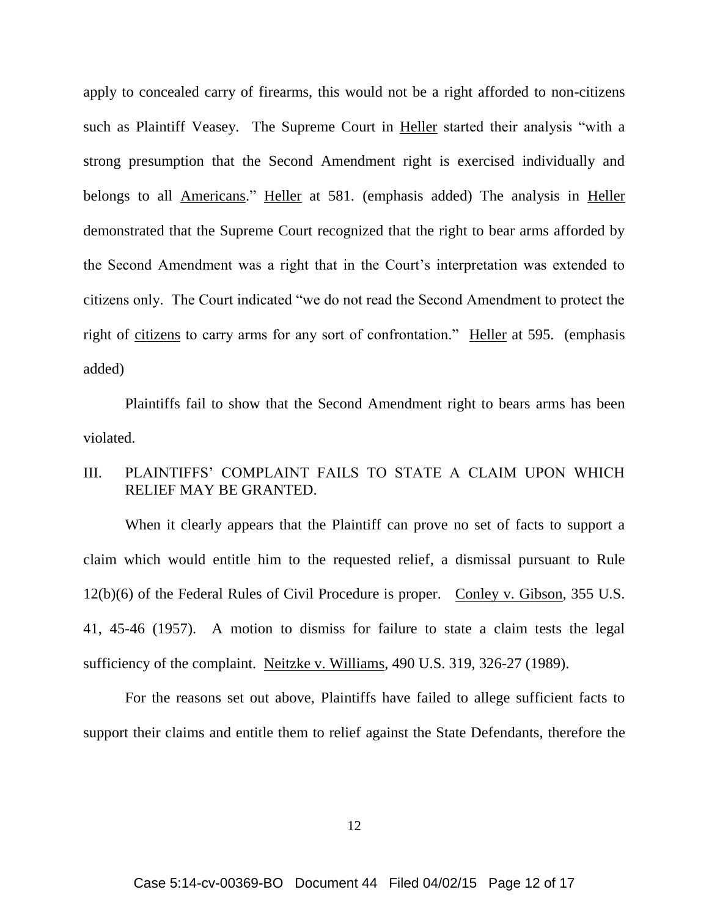apply to concealed carry of firearms, this would not be a right afforded to non-citizens such as Plaintiff Veasey. The Supreme Court in Heller started their analysis "with a strong presumption that the Second Amendment right is exercised individually and belongs to all Americans." Heller at 581. (emphasis added) The analysis in Heller demonstrated that the Supreme Court recognized that the right to bear arms afforded by the Second Amendment was a right that in the Court's interpretation was extended to citizens only. The Court indicated "we do not read the Second Amendment to protect the right of citizens to carry arms for any sort of confrontation." Heller at 595. (emphasis added)

Plaintiffs fail to show that the Second Amendment right to bears arms has been violated.

## III. PLAINTIFFS' COMPLAINT FAILS TO STATE A CLAIM UPON WHICH RELIEF MAY BE GRANTED.

When it clearly appears that the Plaintiff can prove no set of facts to support a claim which would entitle him to the requested relief, a dismissal pursuant to Rule 12(b)(6) of the Federal Rules of Civil Procedure is proper. Conley v. Gibson, 355 U.S. 41, 45-46 (1957). A motion to dismiss for failure to state a claim tests the legal sufficiency of the complaint. Neitzke v. Williams, 490 U.S. 319, 326-27 (1989).

For the reasons set out above, Plaintiffs have failed to allege sufficient facts to support their claims and entitle them to relief against the State Defendants, therefore the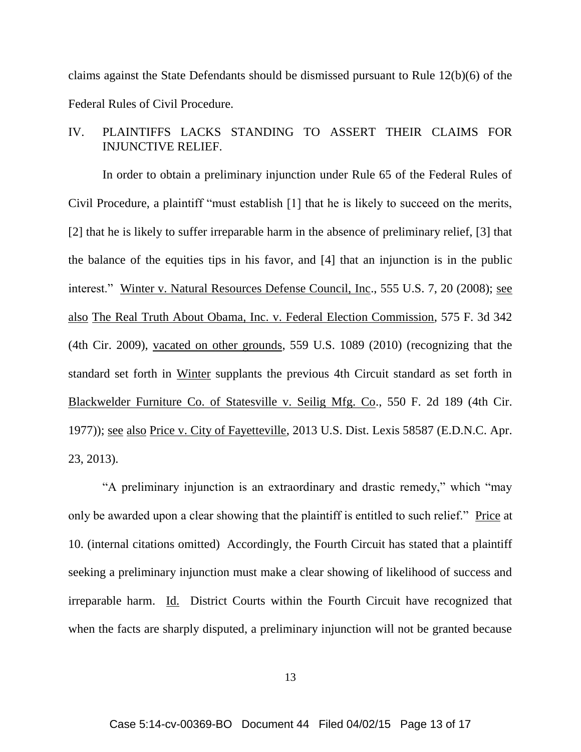claims against the State Defendants should be dismissed pursuant to Rule 12(b)(6) of the Federal Rules of Civil Procedure.

## IV. PLAINTIFFS LACKS STANDING TO ASSERT THEIR CLAIMS FOR INJUNCTIVE RELIEF.

In order to obtain a preliminary injunction under Rule 65 of the Federal Rules of Civil Procedure, a plaintiff "must establish [1] that he is likely to succeed on the merits, [2] that he is likely to suffer irreparable harm in the absence of preliminary relief, [3] that the balance of the equities tips in his favor, and [4] that an injunction is in the public interest." Winter v. Natural Resources Defense Council, Inc., 555 U.S. 7, 20 (2008); see also The Real Truth About Obama, Inc. v. Federal Election Commission, 575 F. 3d 342 (4th Cir. 2009), vacated on other grounds, 559 U.S. 1089 (2010) (recognizing that the standard set forth in Winter supplants the previous 4th Circuit standard as set forth in Blackwelder Furniture Co. of Statesville v. Seilig Mfg. Co., 550 F. 2d 189 (4th Cir. 1977)); see also Price v. City of Fayetteville, 2013 U.S. Dist. Lexis 58587 (E.D.N.C. Apr. 23, 2013).

"A preliminary injunction is an extraordinary and drastic remedy," which "may only be awarded upon a clear showing that the plaintiff is entitled to such relief." Price at 10. (internal citations omitted) Accordingly, the Fourth Circuit has stated that a plaintiff seeking a preliminary injunction must make a clear showing of likelihood of success and irreparable harm. Id. District Courts within the Fourth Circuit have recognized that when the facts are sharply disputed, a preliminary injunction will not be granted because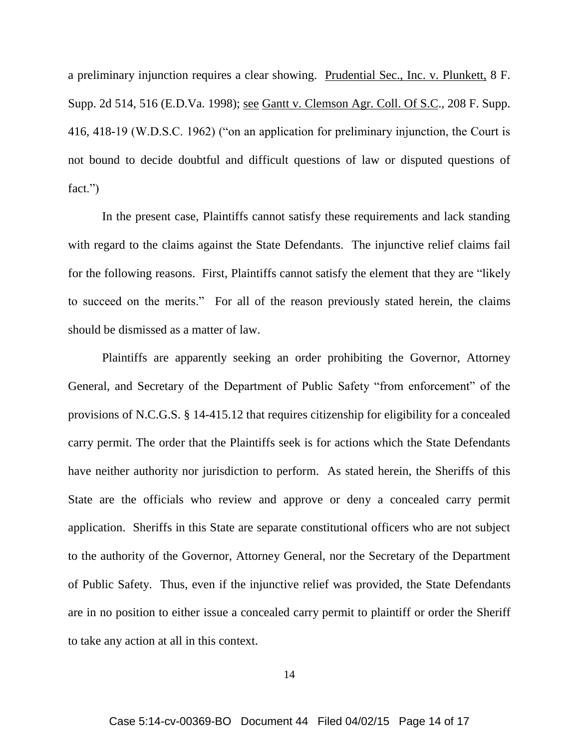a preliminary injunction requires a clear showing. Prudential Sec., Inc. v. Plunkett, 8 F. Supp. 2d 514, 516 (E.D.Va. 1998); see Gantt v. Clemson Agr. Coll. Of S.C., 208 F. Supp. 416, 418-19 (W.D.S.C. 1962) ("on an application for preliminary injunction, the Court is not bound to decide doubtful and difficult questions of law or disputed questions of fact.")

In the present case, Plaintiffs cannot satisfy these requirements and lack standing with regard to the claims against the State Defendants. The injunctive relief claims fail for the following reasons. First, Plaintiffs cannot satisfy the element that they are "likely to succeed on the merits." For all of the reason previously stated herein, the claims should be dismissed as a matter of law.

Plaintiffs are apparently seeking an order prohibiting the Governor, Attorney General, and Secretary of the Department of Public Safety "from enforcement" of the provisions of N.C.G.S. § 14-415.12 that requires citizenship for eligibility for a concealed carry permit. The order that the Plaintiffs seek is for actions which the State Defendants have neither authority nor jurisdiction to perform. As stated herein, the Sheriffs of this State are the officials who review and approve or deny a concealed carry permit application. Sheriffs in this State are separate constitutional officers who are not subject to the authority of the Governor, Attorney General, nor the Secretary of the Department of Public Safety. Thus, even if the injunctive relief was provided, the State Defendants are in no position to either issue a concealed carry permit to plaintiff or order the Sheriff to take any action at all in this context.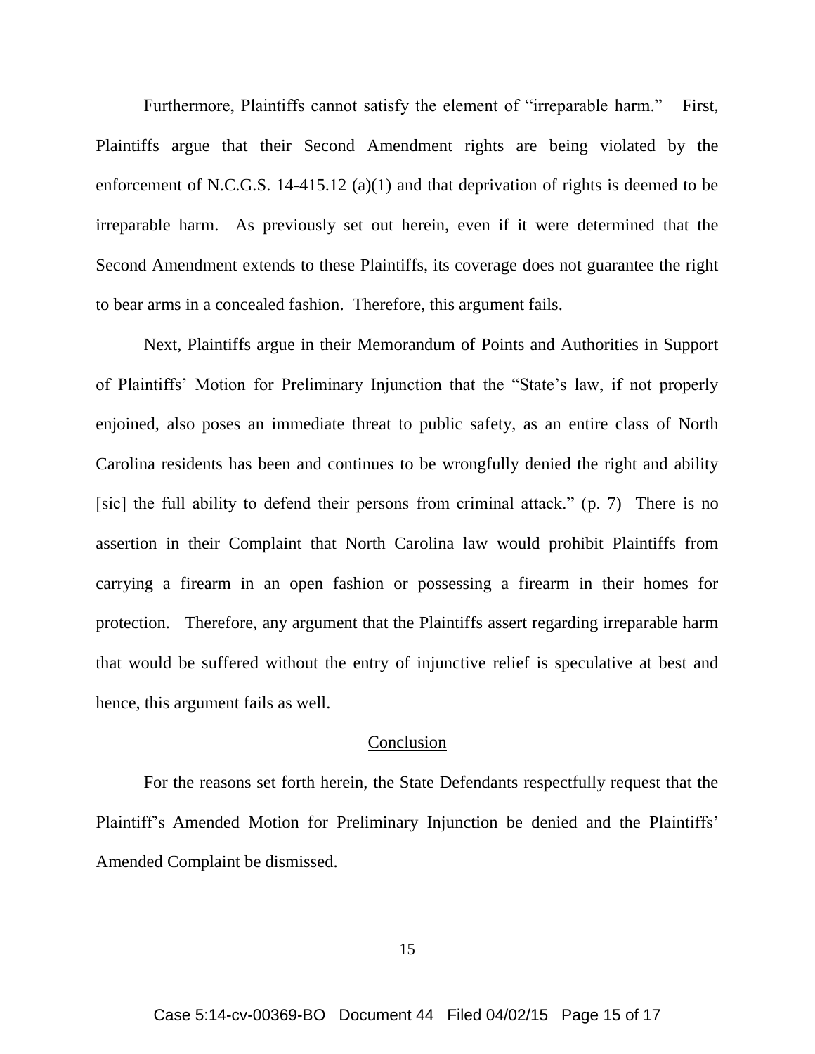Furthermore, Plaintiffs cannot satisfy the element of "irreparable harm." First, Plaintiffs argue that their Second Amendment rights are being violated by the enforcement of N.C.G.S. 14-415.12 (a)(1) and that deprivation of rights is deemed to be irreparable harm. As previously set out herein, even if it were determined that the Second Amendment extends to these Plaintiffs, its coverage does not guarantee the right to bear arms in a concealed fashion. Therefore, this argument fails.

Next, Plaintiffs argue in their Memorandum of Points and Authorities in Support of Plaintiffs' Motion for Preliminary Injunction that the "State's law, if not properly enjoined, also poses an immediate threat to public safety, as an entire class of North Carolina residents has been and continues to be wrongfully denied the right and ability [sic] the full ability to defend their persons from criminal attack." (p. 7) There is no assertion in their Complaint that North Carolina law would prohibit Plaintiffs from carrying a firearm in an open fashion or possessing a firearm in their homes for protection. Therefore, any argument that the Plaintiffs assert regarding irreparable harm that would be suffered without the entry of injunctive relief is speculative at best and hence, this argument fails as well.

## Conclusion

For the reasons set forth herein, the State Defendants respectfully request that the Plaintiff's Amended Motion for Preliminary Injunction be denied and the Plaintiffs' Amended Complaint be dismissed.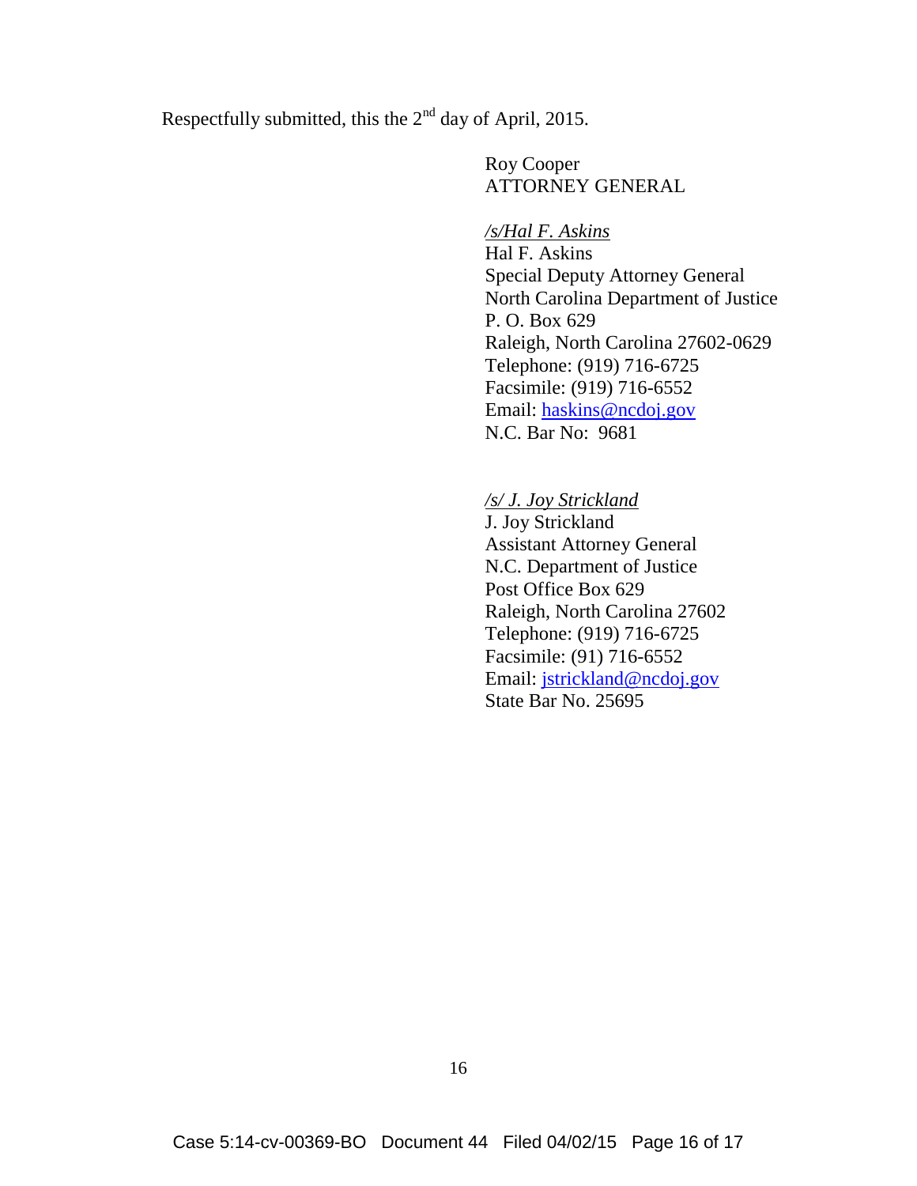Respectfully submitted, this the 2nd day of April, 2015.

Roy Cooper
ATTORNEY GENERAL

*/s/Hal F. Askins*
Hal F. Askins
Special Deputy Attorney General
North Carolina Department of Justice
P. O. Box 629
Raleigh, North Carolina 27602-0629
Telephone: (919) 716-6725
Facsimile: (919) 716-6552
Email: haskins@ncdoj.gov
N.C. Bar No: 9681

*/s/ J. Joy Strickland*
J. Joy Strickland
Assistant Attorney General
N.C. Department of Justice
Post Office Box 629
Raleigh, North Carolina 27602
Telephone: (919) 716-6725
Facsimile: (91) 716-6552
Email: jstrickland@ncdoj.gov
State Bar No. 25695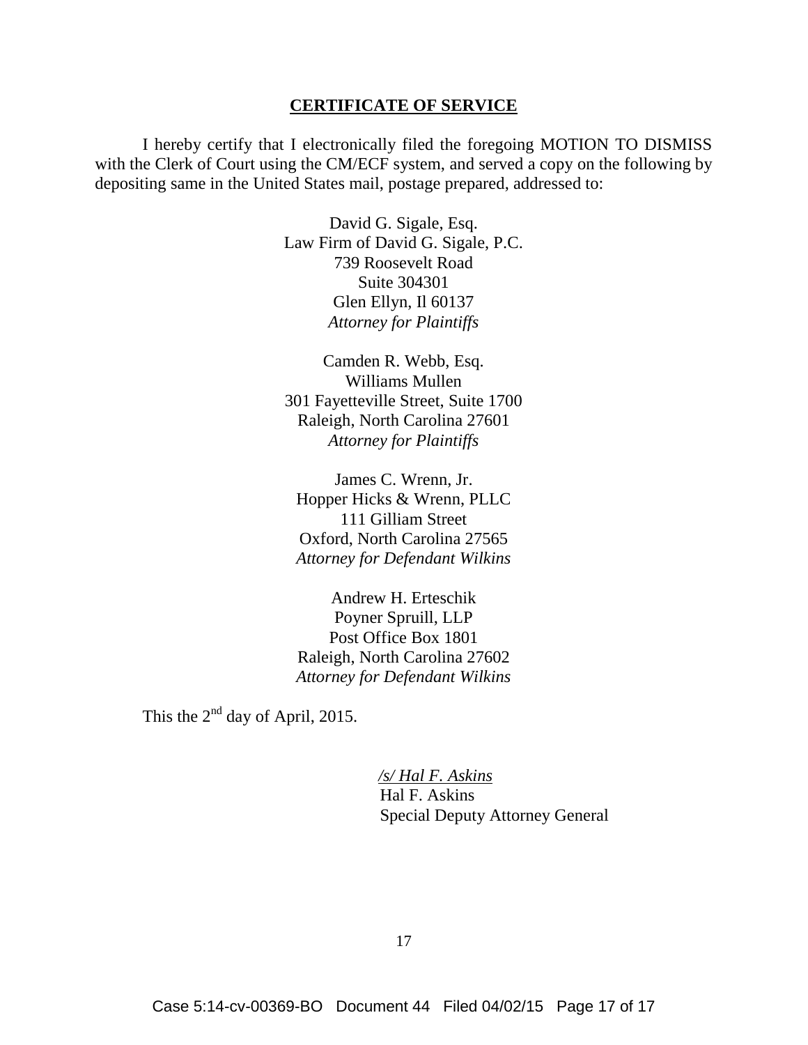## CERTIFICATE OF SERVICE

I hereby certify that I electronically filed the foregoing MOTION TO DISMISS with the Clerk of Court using the CM/ECF system, and served a copy on the following by depositing same in the United States mail, postage prepared, addressed to:

David G. Sigale, Esq.
Law Firm of David G. Sigale, P.C.
739 Roosevelt Road
Suite 304301
Glen Ellyn, Il 60137
*Attorney for Plaintiffs*

Camden R. Webb, Esq.
Williams Mullen
301 Fayetteville Street, Suite 1700
Raleigh, North Carolina 27601
*Attorney for Plaintiffs*

James C. Wrenn, Jr.
Hopper Hicks & Wrenn, PLLC
111 Gilliam Street
Oxford, North Carolina 27565
*Attorney for Defendant Wilkins*

Andrew H. Erteschik
Poyner Spruill, LLP
Post Office Box 1801
Raleigh, North Carolina 27602
*Attorney for Defendant Wilkins*

This the 2nd day of April, 2015.

*/s/ Hal F. Askins*
Hal F. Askins
Special Deputy Attorney General